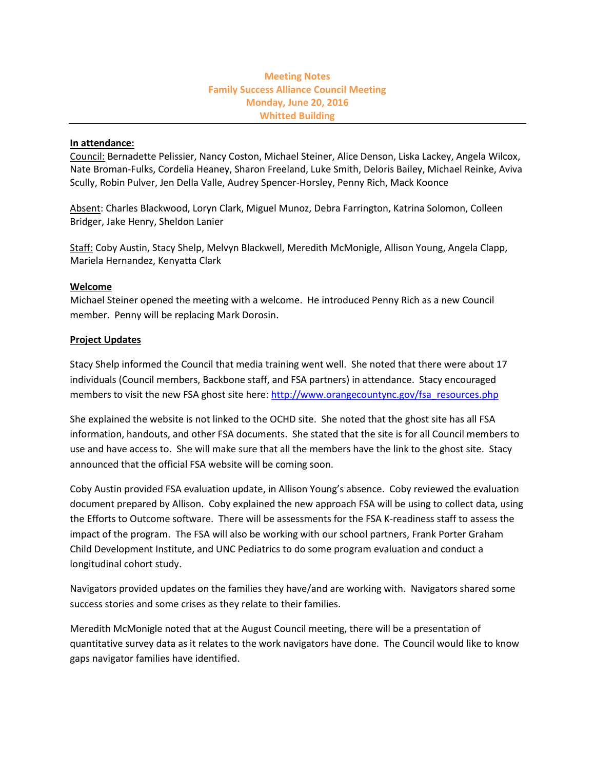**Meeting Notes**
**Family Success Alliance Council Meeting**
**Monday, June 20, 2016**
**Whitted Building**

---

**In attendance:**

Council: Bernadette Pelissier, Nancy Coston, Michael Steiner, Alice Denson, Liska Lackey, Angela Wilcox, Nate Broman-Fulks, Cordelia Heaney, Sharon Freeland, Luke Smith, Deloris Bailey, Michael Reinke, Aviva Scully, Robin Pulver, Jen Della Valle, Audrey Spencer-Horsley, Penny Rich, Mack Koonce

Absent: Charles Blackwood, Loryn Clark, Miguel Munoz, Debra Farrington, Katrina Solomon, Colleen Bridger, Jake Henry, Sheldon Lanier

Staff: Coby Austin, Stacy Shelp, Melvyn Blackwell, Meredith McMonigle, Allison Young, Angela Clapp, Mariela Hernandez, Kenyatta Clark

**Welcome**

Michael Steiner opened the meeting with a welcome. He introduced Penny Rich as a new Council member. Penny will be replacing Mark Dorosin.

**Project Updates**

Stacy Shelp informed the Council that media training went well. She noted that there were about 17 individuals (Council members, Backbone staff, and FSA partners) in attendance. Stacy encouraged members to visit the new FSA ghost site here: http://www.orangecountync.gov/fsa_resources.php

She explained the website is not linked to the OCHD site. She noted that the ghost site has all FSA information, handouts, and other FSA documents. She stated that the site is for all Council members to use and have access to. She will make sure that all the members have the link to the ghost site. Stacy announced that the official FSA website will be coming soon.

Coby Austin provided FSA evaluation update, in Allison Young's absence. Coby reviewed the evaluation document prepared by Allison. Coby explained the new approach FSA will be using to collect data, using the Efforts to Outcome software. There will be assessments for the FSA K-readiness staff to assess the impact of the program. The FSA will also be working with our school partners, Frank Porter Graham Child Development Institute, and UNC Pediatrics to do some program evaluation and conduct a longitudinal cohort study.

Navigators provided updates on the families they have/and are working with. Navigators shared some success stories and some crises as they relate to their families.

Meredith McMonigle noted that at the August Council meeting, there will be a presentation of quantitative survey data as it relates to the work navigators have done. The Council would like to know gaps navigator families have identified.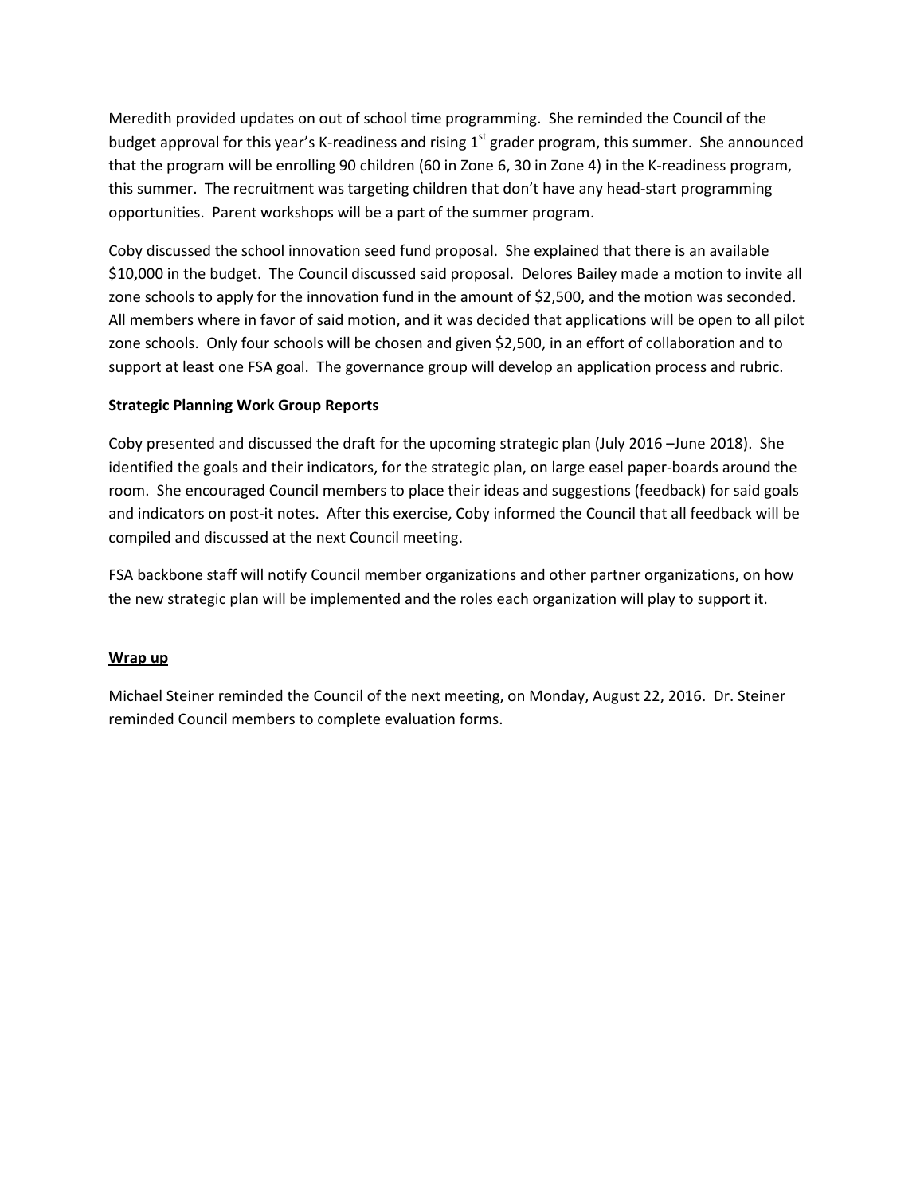Meredith provided updates on out of school time programming. She reminded the Council of the budget approval for this year's K-readiness and rising 1st grader program, this summer. She announced that the program will be enrolling 90 children (60 in Zone 6, 30 in Zone 4) in the K-readiness program, this summer. The recruitment was targeting children that don't have any head-start programming opportunities. Parent workshops will be a part of the summer program.

Coby discussed the school innovation seed fund proposal. She explained that there is an available $10,000 in the budget. The Council discussed said proposal. Delores Bailey made a motion to invite all zone schools to apply for the innovation fund in the amount of $2,500, and the motion was seconded. All members where in favor of said motion, and it was decided that applications will be open to all pilot zone schools. Only four schools will be chosen and given $2,500, in an effort of collaboration and to support at least one FSA goal. The governance group will develop an application process and rubric.

**Strategic Planning Work Group Reports**

Coby presented and discussed the draft for the upcoming strategic plan (July 2016 –June 2018). She identified the goals and their indicators, for the strategic plan, on large easel paper-boards around the room. She encouraged Council members to place their ideas and suggestions (feedback) for said goals and indicators on post-it notes. After this exercise, Coby informed the Council that all feedback will be compiled and discussed at the next Council meeting.

FSA backbone staff will notify Council member organizations and other partner organizations, on how the new strategic plan will be implemented and the roles each organization will play to support it.

**Wrap up**

Michael Steiner reminded the Council of the next meeting, on Monday, August 22, 2016. Dr. Steiner reminded Council members to complete evaluation forms.